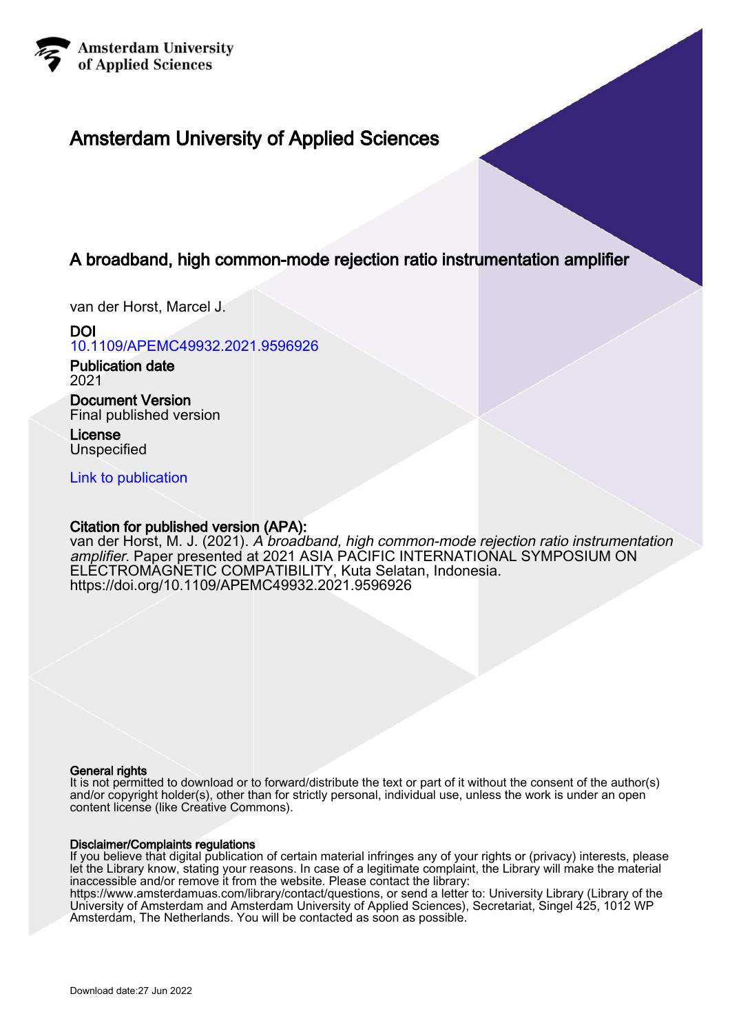Amsterdam University of Applied Sciences

# Amsterdam University of Applied Sciences

## A broadband, high common-mode rejection ratio instrumentation amplifier

van der Horst, Marcel J.

**DOI**
10.1109/APEMC49932.2021.9596926

**Publication date**
2021

**Document Version**
Final published version

**License**
Unspecified

Link to publication

**Citation for published version (APA):**
van der Horst, M. J. (2021). *A broadband, high common-mode rejection ratio instrumentation amplifier*. Paper presented at 2021 ASIA PACIFIC INTERNATIONAL SYMPOSIUM ON ELECTROMAGNETIC COMPATIBILITY, Kuta Selatan, Indonesia. https://doi.org/10.1109/APEMC49932.2021.9596926

**General rights**
It is not permitted to download or to forward/distribute the text or part of it without the consent of the author(s) and/or copyright holder(s), other than for strictly personal, individual use, unless the work is under an open content license (like Creative Commons).

**Disclaimer/Complaints regulations**
If you believe that digital publication of certain material infringes any of your rights or (privacy) interests, please let the Library know, stating your reasons. In case of a legitimate complaint, the Library will make the material inaccessible and/or remove it from the website. Please contact the library:
https://www.amsterdamuas.com/library/contact/questions, or send a letter to: University Library (Library of the University of Amsterdam and Amsterdam University of Applied Sciences), Secretariat, Singel 425, 1012 WP Amsterdam, The Netherlands. You will be contacted as soon as possible.

Download date:27 Jun 2022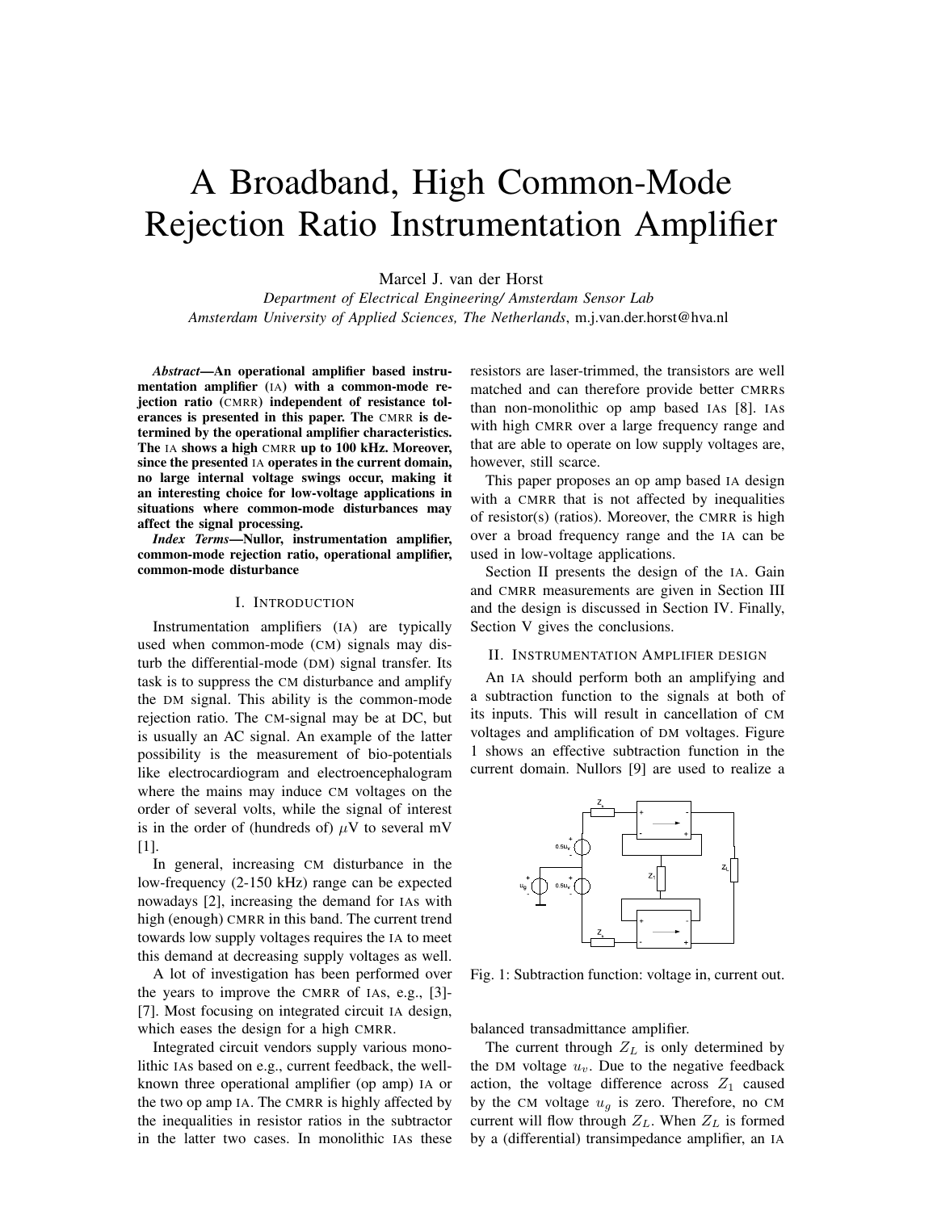# A Broadband, High Common-Mode Rejection Ratio Instrumentation Amplifier

Marcel J. van der Horst

*Department of Electrical Engineering/ Amsterdam Sensor Lab*
*Amsterdam University of Applied Sciences, The Netherlands*, m.j.van.der.horst@hva.nl

***Abstract*—An operational amplifier based instrumentation amplifier (IA) with a common-mode rejection ratio (CMRR) independent of resistance tolerances is presented in this paper. The CMRR is determined by the operational amplifier characteristics. The IA shows a high CMRR up to 100 kHz. Moreover, since the presented IA operates in the current domain, no large internal voltage swings occur, making it an interesting choice for low-voltage applications in situations where common-mode disturbances may affect the signal processing.**

***Index Terms*—Nullor, instrumentation amplifier, common-mode rejection ratio, operational amplifier, common-mode disturbance**

## I. Introduction

Instrumentation amplifiers (IA) are typically used when common-mode (CM) signals may disturb the differential-mode (DM) signal transfer. Its task is to suppress the CM disturbance and amplify the DM signal. This ability is the common-mode rejection ratio. The CM-signal may be at DC, but is usually an AC signal. An example of the latter possibility is the measurement of bio-potentials like electrocardiogram and electroencephalogram where the mains may induce CM voltages on the order of several volts, while the signal of interest is in the order of (hundreds of) $\mu$V to several mV [1].

In general, increasing CM disturbance in the low-frequency (2-150 kHz) range can be expected nowadays [2], increasing the demand for IAs with high (enough) CMRR in this band. The current trend towards low supply voltages requires the IA to meet this demand at decreasing supply voltages as well.

A lot of investigation has been performed over the years to improve the CMRR of IAs, e.g., [3]-[7]. Most focusing on integrated circuit IA design, which eases the design for a high CMRR.

Integrated circuit vendors supply various monolithic IAs based on e.g., current feedback, the well-known three operational amplifier (op amp) IA or the two op amp IA. The CMRR is highly affected by the inequalities in resistor ratios in the subtractor in the latter two cases. In monolithic IAs these resistors are laser-trimmed, the transistors are well matched and can therefore provide better CMRRs than non-monolithic op amp based IAs [8]. IAs with high CMRR over a large frequency range and that are able to operate on low supply voltages are, however, still scarce.

This paper proposes an op amp based IA design with a CMRR that is not affected by inequalities of resistor(s) (ratios). Moreover, the CMRR is high over a broad frequency range and the IA can be used in low-voltage applications.

Section II presents the design of the IA. Gain and CMRR measurements are given in Section III and the design is discussed in Section IV. Finally, Section V gives the conclusions.

## II. Instrumentation Amplifier design

An IA should perform both an amplifying and a subtraction function to the signals at both of its inputs. This will result in cancellation of CM voltages and amplification of DM voltages. Figure 1 shows an effective subtraction function in the current domain. Nullors [9] are used to realize a balanced transadmittance amplifier.

Fig. 1: Subtraction function: voltage in, current out.

The current through $Z_L$ is only determined by the DM voltage $u_v$. Due to the negative feedback action, the voltage difference across $Z_1$ caused by the CM voltage $u_g$ is zero. Therefore, no CM current will flow through $Z_L$. When $Z_L$ is formed by a (differential) transimpedance amplifier, an IA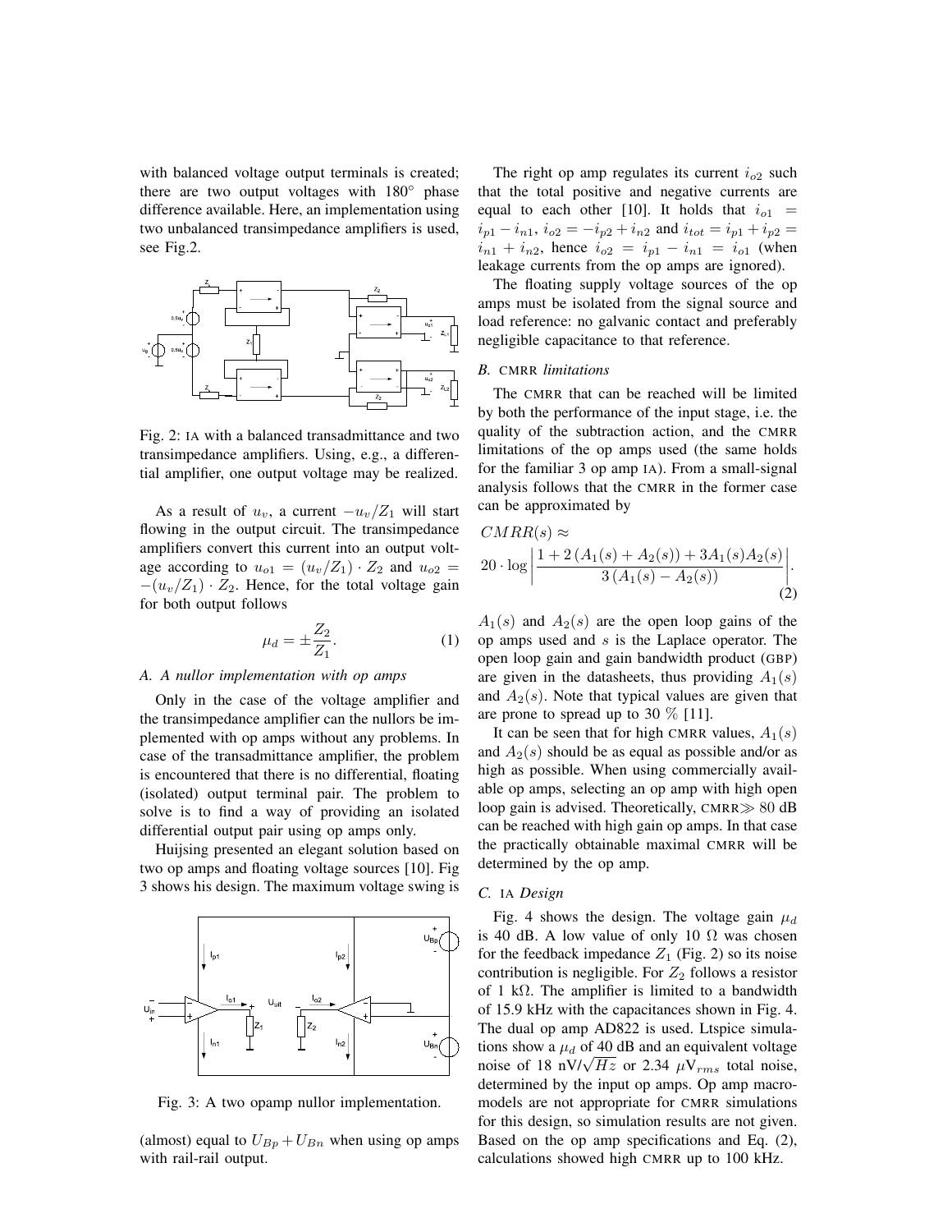with balanced voltage output terminals is created; there are two output voltages with 180° phase difference available. Here, an implementation using two unbalanced transimpedance amplifiers is used, see Fig.2.

Fig. 2: IA with a balanced transadmittance and two transimpedance amplifiers. Using, e.g., a differential amplifier, one output voltage may be realized.

As a result of $u_v$, a current $-u_v/Z_1$ will start flowing in the output circuit. The transimpedance amplifiers convert this current into an output voltage according to $u_{o1} = (u_v/Z_1) \cdot Z_2$ and $u_{o2} = -(u_v/Z_1) \cdot Z_2$. Hence, for the total voltage gain for both output follows

$$\mu_d = \pm \frac{Z_2}{Z_1}. \tag{1}$$

### A. A nullor implementation with op amps

Only in the case of the voltage amplifier and the transimpedance amplifier can the nullors be implemented with op amps without any problems. In case of the transadmittance amplifier, the problem is encountered that there is no differential, floating (isolated) output terminal pair. The problem to solve is to find a way of providing an isolated differential output pair using op amps only.

Huijsing presented an elegant solution based on two op amps and floating voltage sources [10]. Fig 3 shows his design. The maximum voltage swing is (almost) equal to $U_{Bp} + U_{Bn}$ when using op amps with rail-rail output.

Fig. 3: A two opamp nullor implementation.

The right op amp regulates its current $i_{o2}$ such that the total positive and negative currents are equal to each other [10]. It holds that $i_{o1} = i_{p1} - i_{n1}$, $i_{o2} = -i_{p2} + i_{n2}$ and $i_{tot} = i_{p1} + i_{p2} = i_{n1} + i_{n2}$, hence $i_{o2} = i_{p1} - i_{n1} = i_{o1}$ (when leakage currents from the op amps are ignored).

The floating supply voltage sources of the op amps must be isolated from the signal source and load reference: no galvanic contact and preferably negligible capacitance to that reference.

### B. CMRR *limitations*

The CMRR that can be reached will be limited by both the performance of the input stage, i.e. the quality of the subtraction action, and the CMRR limitations of the op amps used (the same holds for the familiar 3 op amp IA). From a small-signal analysis follows that the CMRR in the former case can be approximated by

$$CMRR(s) \approx 20 \cdot \log \left| \frac{1 + 2\,(A_1(s) + A_2(s)) + 3A_1(s)A_2(s)}{3\,(A_1(s) - A_2(s))} \right|. \tag{2}$$

$A_1(s)$ and $A_2(s)$ are the open loop gains of the op amps used and $s$ is the Laplace operator. The open loop gain and gain bandwidth product (GBP) are given in the datasheets, thus providing $A_1(s)$ and $A_2(s)$. Note that typical values are given that are prone to spread up to 30 % [11].

It can be seen that for high CMRR values, $A_1(s)$ and $A_2(s)$ should be as equal as possible and/or as high as possible. When using commercially available op amps, selecting an op amp with high open loop gain is advised. Theoretically, CMRR$\gg 80$ dB can be reached with high gain op amps. In that case the practically obtainable maximal CMRR will be determined by the op amp.

### C. IA *Design*

Fig. 4 shows the design. The voltage gain $\mu_d$ is 40 dB. A low value of only 10 Ω was chosen for the feedback impedance $Z_1$ (Fig. 2) so its noise contribution is negligible. For $Z_2$ follows a resistor of 1 kΩ. The amplifier is limited to a bandwidth of 15.9 kHz with the capacitances shown in Fig. 4. The dual op amp AD822 is used. Ltspice simulations show a $\mu_d$ of 40 dB and an equivalent voltage noise of 18 nV/$\sqrt{Hz}$ or 2.34 $\mu V_{rms}$ total noise, determined by the input op amps. Op amp macromodels are not appropriate for CMRR simulations for this design, so simulation results are not given. Based on the op amp specifications and Eq. (2), calculations showed high CMRR up to 100 kHz.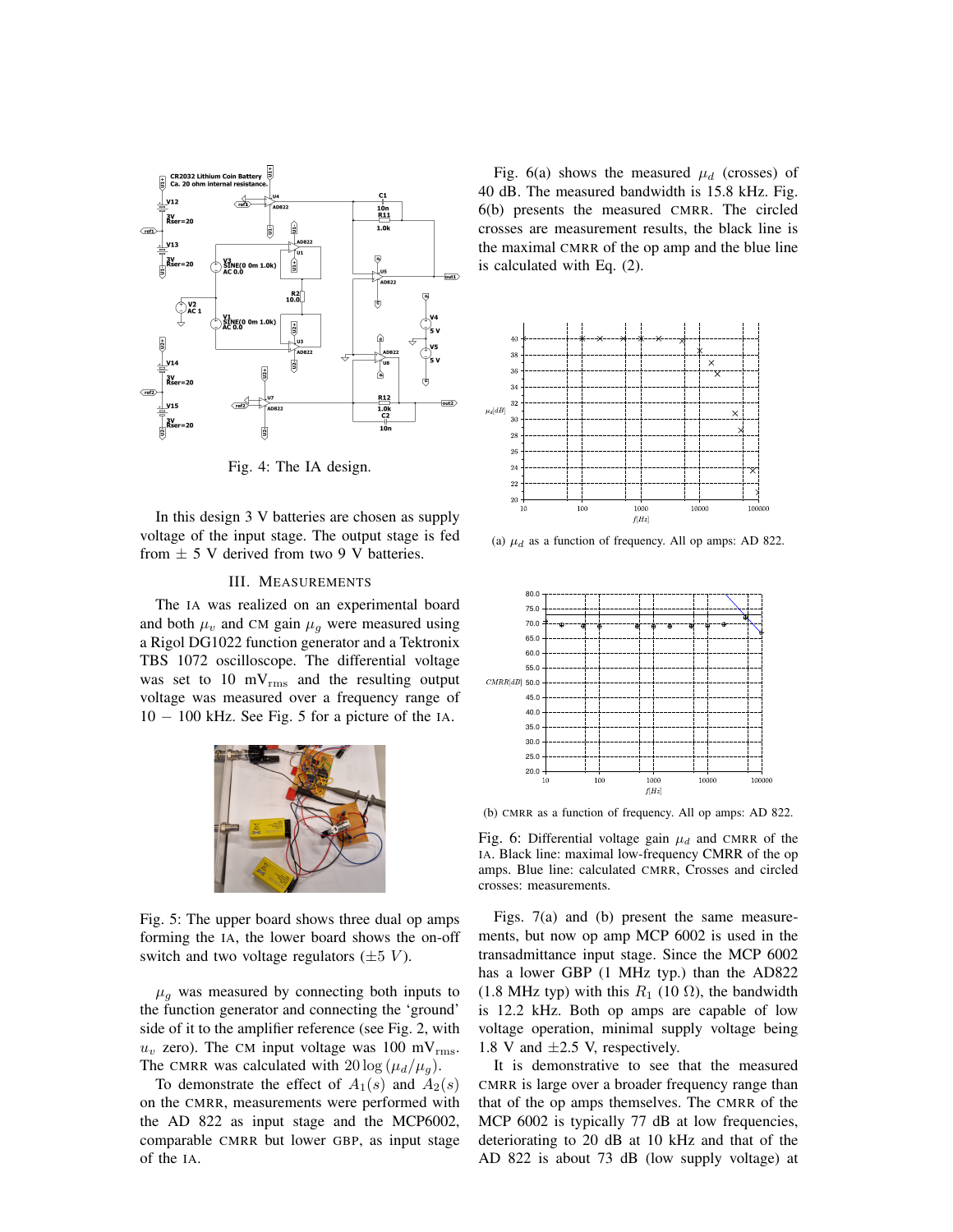Fig. 4: The IA design.

In this design 3 V batteries are chosen as supply voltage of the input stage. The output stage is fed from $\pm$ 5 V derived from two 9 V batteries.

## III. Measurements

The IA was realized on an experimental board and both $\mu_v$ and CM gain $\mu_g$ were measured using a Rigol DG1022 function generator and a Tektronix TBS 1072 oscilloscope. The differential voltage was set to 10 $\mathrm{mV_{rms}}$ and the resulting output voltage was measured over a frequency range of $10-100$ kHz. See Fig. 5 for a picture of the IA.

Fig. 5: The upper board shows three dual op amps forming the IA, the lower board shows the on-off switch and two voltage regulators ($\pm 5$ $V$).

$\mu_g$ was measured by connecting both inputs to the function generator and connecting the 'ground' side of it to the amplifier reference (see Fig. 2, with $u_v$ zero). The CM input voltage was 100 $\mathrm{mV_{rms}}$. The CMRR was calculated with $20\log(\mu_d/\mu_g)$.

To demonstrate the effect of $A_1(s)$ and $A_2(s)$ on the CMRR, measurements were performed with the AD 822 as input stage and the MCP6002, comparable CMRR but lower GBP, as input stage of the IA.

Fig. 6(a) shows the measured $\mu_d$ (crosses) of 40 dB. The measured bandwidth is 15.8 kHz. Fig. 6(b) presents the measured CMRR. The circled crosses are measurement results, the black line is the maximal CMRR of the op amp and the blue line is calculated with Eq. (2).

(a) $\mu_d$ as a function of frequency. All op amps: AD 822.

(b) CMRR as a function of frequency. All op amps: AD 822.

Fig. 6: Differential voltage gain $\mu_d$ and CMRR of the IA. Black line: maximal low-frequency CMRR of the op amps. Blue line: calculated CMRR, Crosses and circled crosses: measurements.

Figs. 7(a) and (b) present the same measurements, but now op amp MCP 6002 is used in the transadmittance input stage. Since the MCP 6002 has a lower GBP (1 MHz typ.) than the AD822 (1.8 MHz typ) with this $R_1$ (10 $\Omega$), the bandwidth is 12.2 kHz. Both op amps are capable of low voltage operation, minimal supply voltage being 1.8 V and $\pm 2.5$ V, respectively.

It is demonstrative to see that the measured CMRR is large over a broader frequency range than that of the op amps themselves. The CMRR of the MCP 6002 is typically 77 dB at low frequencies, deteriorating to 20 dB at 10 kHz and that of the AD 822 is about 73 dB (low supply voltage) at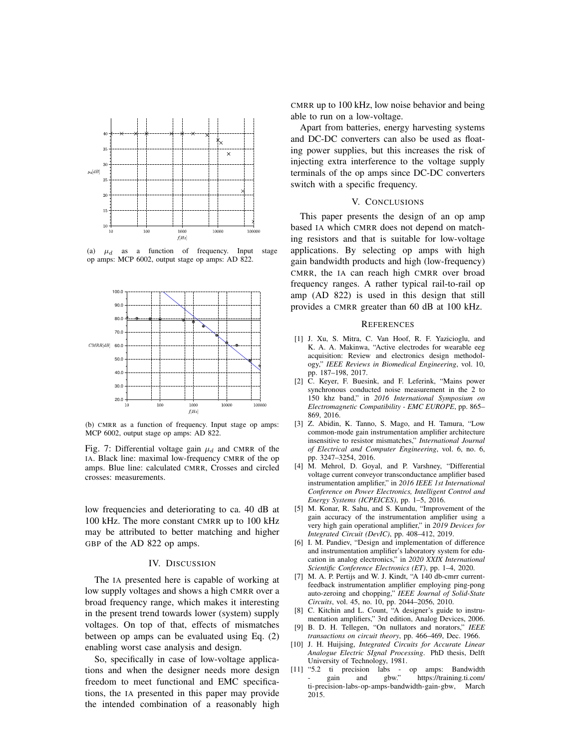40
35
30
$\mu_d[dB]$
25
20
15
10
10
100
1000
10000
100000
$f[Hz]$

(a) $\mu_d$ as a function of frequency. Input stage op amps: MCP 6002, output stage op amps: AD 822.

100.0
90.0
80.0
70.0
$CMRR[dB]$ 60.0
50.0
40.0
30.0
20.0
10
100
1000
10000
100000
$f[Hz]$

(b) CMRR as a function of frequency. Input stage op amps: MCP 6002, output stage op amps: AD 822.

Fig. 7: Differential voltage gain $\mu_d$ and CMRR of the IA. Black line: maximal low-frequency CMRR of the op amps. Blue line: calculated CMRR, Crosses and circled crosses: measurements.

low frequencies and deteriorating to ca. 40 dB at 100 kHz. The more constant CMRR up to 100 kHz may be attributed to better matching and higher GBP of the AD 822 op amps.

## IV. Discussion

The IA presented here is capable of working at low supply voltages and shows a high CMRR over a broad frequency range, which makes it interesting in the present trend towards lower (system) supply voltages. On top of that, effects of mismatches between op amps can be evaluated using Eq. (2) enabling worst case analysis and design.

So, specifically in case of low-voltage applications and when the designer needs more design freedom to meet functional and EMC specifications, the IA presented in this paper may provide the intended combination of a reasonably high CMRR up to 100 kHz, low noise behavior and being able to run on a low-voltage.

Apart from batteries, energy harvesting systems and DC-DC converters can also be used as floating power supplies, but this increases the risk of injecting extra interference to the voltage supply terminals of the op amps since DC-DC converters switch with a specific frequency.

## V. Conclusions

This paper presents the design of an op amp based IA which CMRR does not depend on matching resistors and that is suitable for low-voltage applications. By selecting op amps with high gain bandwidth products and high (low-frequency) CMRR, the IA can reach high CMRR over broad frequency ranges. A rather typical rail-to-rail op amp (AD 822) is used in this design that still provides a CMRR greater than 60 dB at 100 kHz.

## References

[1] J. Xu, S. Mitra, C. Van Hoof, R. F. Yazicioglu, and K. A. A. Makinwa, "Active electrodes for wearable eeg acquisition: Review and electronics design methodology," *IEEE Reviews in Biomedical Engineering*, vol. 10, pp. 187–198, 2017.

[2] C. Keyer, F. Buesink, and F. Leferink, "Mains power synchronous conducted noise measurement in the 2 to 150 khz band," in *2016 International Symposium on Electromagnetic Compatibility - EMC EUROPE*, pp. 865–869, 2016.

[3] Z. Abidin, K. Tanno, S. Mago, and H. Tamura, "Low common-mode gain instrumentation amplifier architecture insensitive to resistor mismatches," *International Journal of Electrical and Computer Engineering*, vol. 6, no. 6, pp. 3247–3254, 2016.

[4] M. Mehrol, D. Goyal, and P. Varshney, "Differential voltage current conveyor transconductance amplifier based instrumentation amplifier," in *2016 IEEE 1st International Conference on Power Electronics, Intelligent Control and Energy Systems (ICPEICES)*, pp. 1–5, 2016.

[5] M. Konar, R. Sahu, and S. Kundu, "Improvement of the gain accuracy of the instrumentation amplifier using a very high gain operational amplifier," in *2019 Devices for Integrated Circuit (DevIC)*, pp. 408–412, 2019.

[6] I. M. Pandiev, "Design and implementation of difference and instrumentation amplifier's laboratory system for education in analog electronics," in *2020 XXIX International Scientific Conference Electronics (ET)*, pp. 1–4, 2020.

[7] M. A. P. Pertijs and W. J. Kindt, "A 140 db-cmrr current-feedback instrumentation amplifier employing ping-pong auto-zeroing and chopping," *IEEE Journal of Solid-State Circuits*, vol. 45, no. 10, pp. 2044–2056, 2010.

[8] C. Kitchin and L. Count, "A designer's guide to instrumentation amplifiers," 3rd edition, Analog Devices, 2006.

[9] B. D. H. Tellegen, "On nullators and norators," *IEEE transactions on circuit theory*, pp. 466–469, Dec. 1966.

[10] J. H. Huijsing, *Integrated Circuits for Accurate Linear Analogue Electric SIgnal Processing*. PhD thesis, Delft University of Technology, 1981.

[11] "5.2 ti precision labs - op amps: Bandwidth - gain and gbw." https://training.ti.com/ti-precision-labs-op-amps-bandwidth-gain-gbw, March 2015.